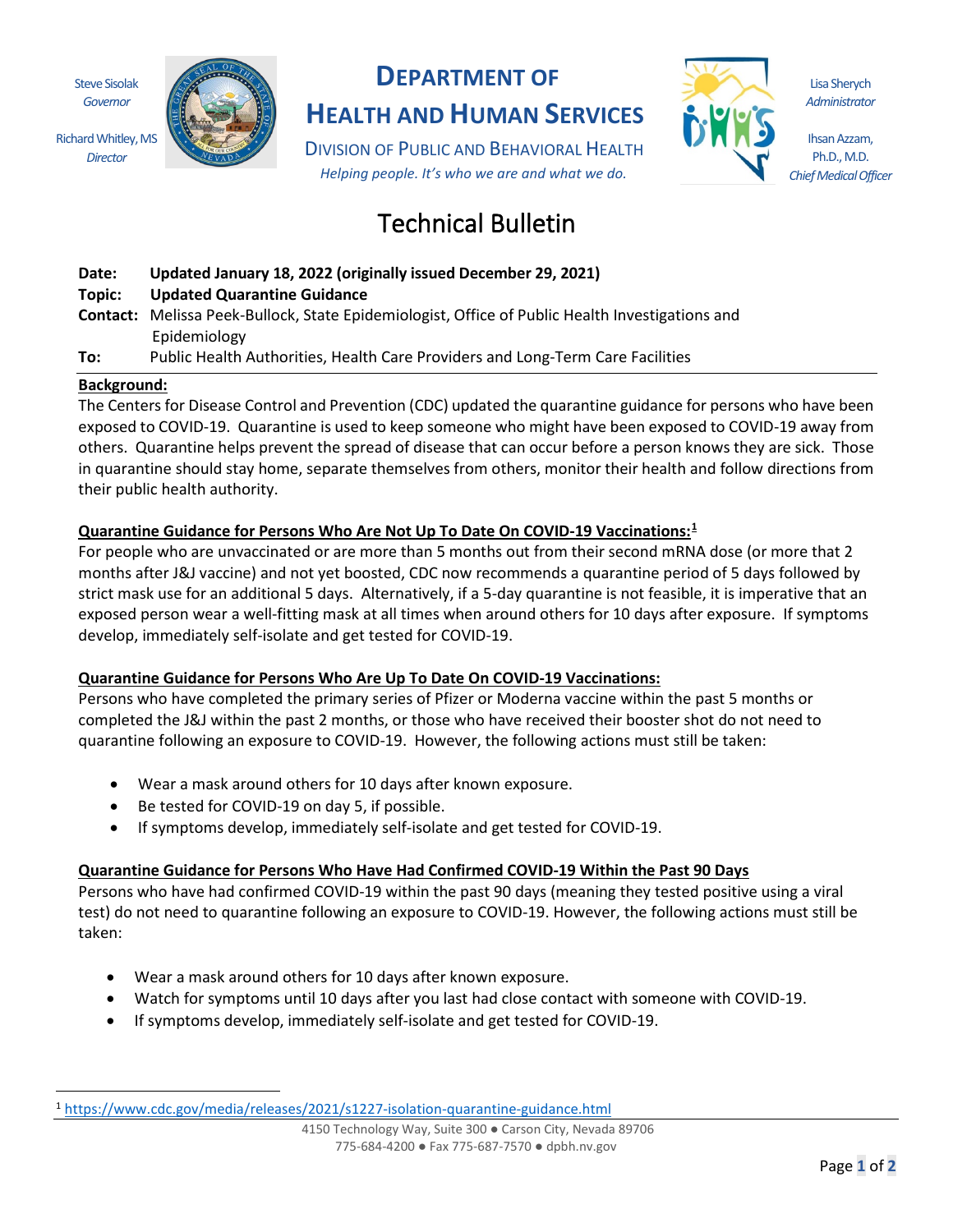Steve Sisolak
*Governor*

Richard Whitley, MS
*Director*

# DEPARTMENT OF HEALTH AND HUMAN SERVICES

DIVISION OF PUBLIC AND BEHAVIORAL HEALTH

*Helping people. It's who we are and what we do.*

Lisa Sherych
*Administrator*

Ihsan Azzam, Ph.D., M.D.
*Chief Medical Officer*

# Technical Bulletin

**Date:** **Updated January 18, 2022 (originally issued December 29, 2021)**
**Topic:** **Updated Quarantine Guidance**
**Contact:** Melissa Peek-Bullock, State Epidemiologist, Office of Public Health Investigations and Epidemiology
**To:** Public Health Authorities, Health Care Providers and Long-Term Care Facilities

## Background:

The Centers for Disease Control and Prevention (CDC) updated the quarantine guidance for persons who have been exposed to COVID-19. Quarantine is used to keep someone who might have been exposed to COVID-19 away from others. Quarantine helps prevent the spread of disease that can occur before a person knows they are sick. Those in quarantine should stay home, separate themselves from others, monitor their health and follow directions from their public health authority.

## Quarantine Guidance for Persons Who Are Not Up To Date On COVID-19 Vaccinations:[1]

For people who are unvaccinated or are more than 5 months out from their second mRNA dose (or more that 2 months after J&J vaccine) and not yet boosted, CDC now recommends a quarantine period of 5 days followed by strict mask use for an additional 5 days. Alternatively, if a 5-day quarantine is not feasible, it is imperative that an exposed person wear a well-fitting mask at all times when around others for 10 days after exposure. If symptoms develop, immediately self-isolate and get tested for COVID-19.

## Quarantine Guidance for Persons Who Are Up To Date On COVID-19 Vaccinations:

Persons who have completed the primary series of Pfizer or Moderna vaccine within the past 5 months or completed the J&J within the past 2 months, or those who have received their booster shot do not need to quarantine following an exposure to COVID-19. However, the following actions must still be taken:

- Wear a mask around others for 10 days after known exposure.
- Be tested for COVID-19 on day 5, if possible.
- If symptoms develop, immediately self-isolate and get tested for COVID-19.

## Quarantine Guidance for Persons Who Have Had Confirmed COVID-19 Within the Past 90 Days

Persons who have had confirmed COVID-19 within the past 90 days (meaning they tested positive using a viral test) do not need to quarantine following an exposure to COVID-19. However, the following actions must still be taken:

- Wear a mask around others for 10 days after known exposure.
- Watch for symptoms until 10 days after you last had close contact with someone with COVID-19.
- If symptoms develop, immediately self-isolate and get tested for COVID-19.

[1] https://www.cdc.gov/media/releases/2021/s1227-isolation-quarantine-guidance.html

4150 Technology Way, Suite 300 ● Carson City, Nevada 89706
775-684-4200 ● Fax 775-687-7570 ● dpbh.nv.gov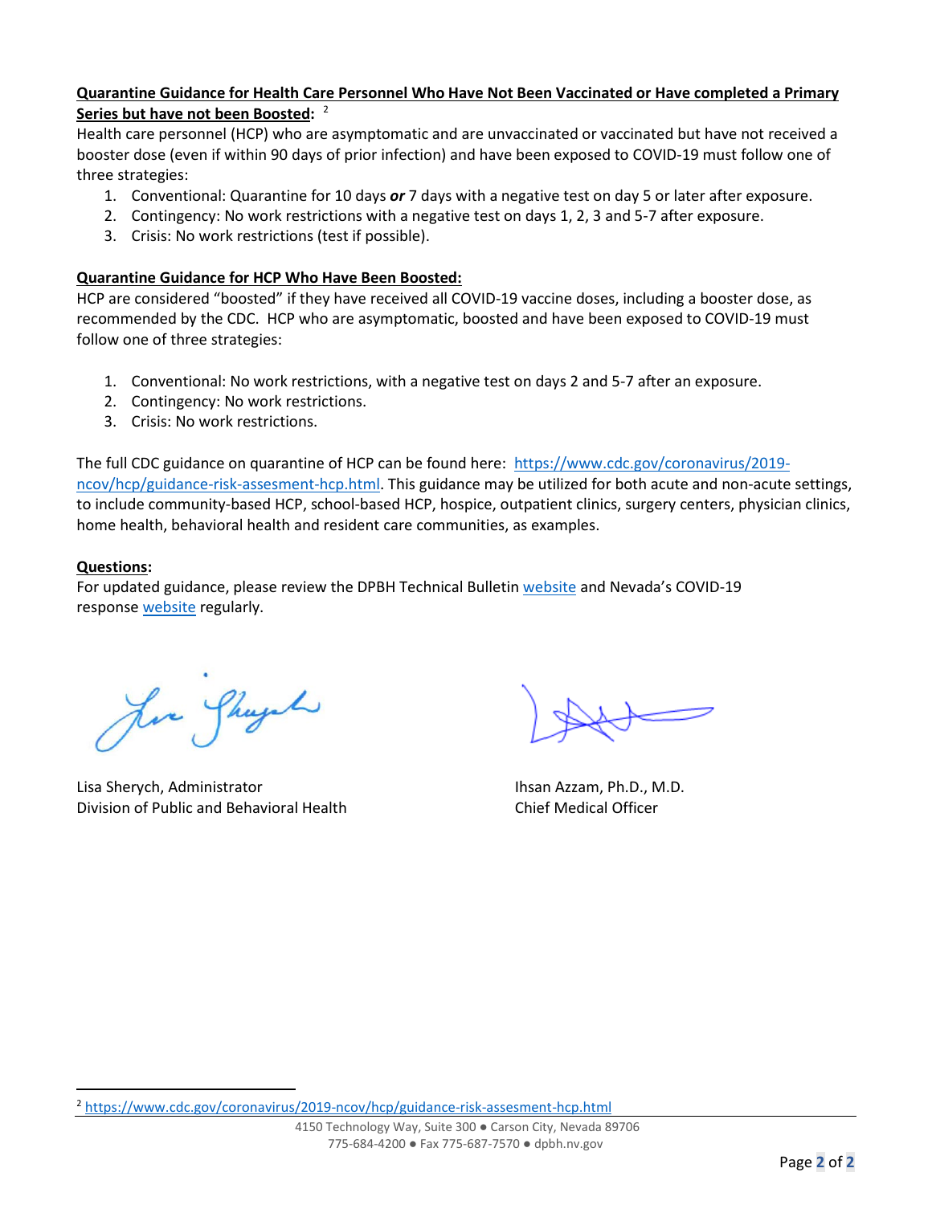**Quarantine Guidance for Health Care Personnel Who Have Not Been Vaccinated or Have completed a Primary Series but have not been Boosted:** [2]

Health care personnel (HCP) who are asymptomatic and are unvaccinated or vaccinated but have not received a booster dose (even if within 90 days of prior infection) and have been exposed to COVID-19 must follow one of three strategies:

1. Conventional: Quarantine for 10 days ***or*** 7 days with a negative test on day 5 or later after exposure.
2. Contingency: No work restrictions with a negative test on days 1, 2, 3 and 5-7 after exposure.
3. Crisis: No work restrictions (test if possible).

**Quarantine Guidance for HCP Who Have Been Boosted:**

HCP are considered "boosted" if they have received all COVID-19 vaccine doses, including a booster dose, as recommended by the CDC. HCP who are asymptomatic, boosted and have been exposed to COVID-19 must follow one of three strategies:

1. Conventional: No work restrictions, with a negative test on days 2 and 5-7 after an exposure.
2. Contingency: No work restrictions.
3. Crisis: No work restrictions.

The full CDC guidance on quarantine of HCP can be found here: https://www.cdc.gov/coronavirus/2019-ncov/hcp/guidance-risk-assesment-hcp.html. This guidance may be utilized for both acute and non-acute settings, to include community-based HCP, school-based HCP, hospice, outpatient clinics, surgery centers, physician clinics, home health, behavioral health and resident care communities, as examples.

**Questions:**

For updated guidance, please review the DPBH Technical Bulletin website and Nevada's COVID-19 response website regularly.

Lisa Sherych, Administrator
Division of Public and Behavioral Health

Ihsan Azzam, Ph.D., M.D.
Chief Medical Officer

[2] https://www.cdc.gov/coronavirus/2019-ncov/hcp/guidance-risk-assesment-hcp.html

4150 Technology Way, Suite 300 ● Carson City, Nevada 89706
775-684-4200 ● Fax 775-687-7570 ● dpbh.nv.gov